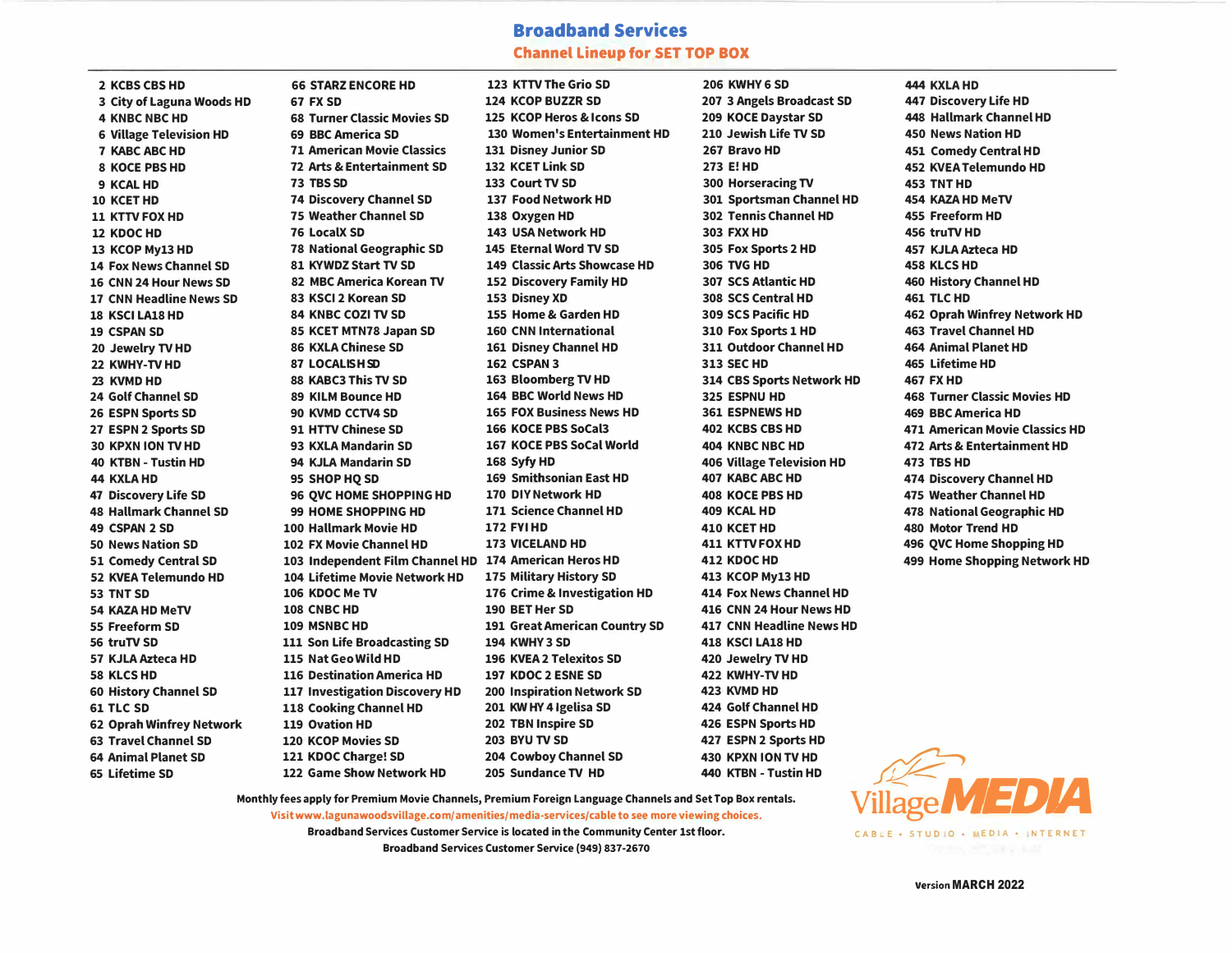# Broadband Services

## Channel Lineup for SET TOP BOX

2 KCBS CBS HD
3 City of Laguna Woods HD
4 KNBC NBC HD
6 Village Television HD
7 KABC ABC HD
8 KOCE PBS HD
9 KCAL HD
10 KCET HD
11 KTTV FOX HD
12 KDOC HD
13 KCOP My13 HD
14 Fox News Channel SD
16 CNN 24 Hour News SD
17 CNN Headline News SD
18 KSCI LA18 HD
19 CSPAN SD
20 Jewelry TV HD
22 KWHY-TV HD
23 KVMD HD
24 Golf Channel SD
26 ESPN Sports SD
27 ESPN 2 Sports SD
30 KPXN ION TV HD
40 KTBN - Tustin HD
44 KXLA HD
47 Discovery Life SD
48 Hallmark Channel SD
49 CSPAN 2 SD
50 News Nation SD
51 Comedy Central SD
52 KVEA Telemundo HD
53 TNT SD
54 KAZA HD MeTV
55 Freeform SD
56 truTV SD
57 KJLA Azteca HD
58 KLCS HD
60 History Channel SD
61 TLC SD
62 Oprah Winfrey Network
63 Travel Channel SD
64 Animal Planet SD
65 Lifetime SD
66 STARZ ENCORE HD
67 FX SD
68 Turner Classic Movies SD
69 BBC America SD
71 American Movie Classics
72 Arts & Entertainment SD
73 TBS SD
74 Discovery Channel SD
75 Weather Channel SD
76 LocalX SD
78 National Geographic SD
81 KYWDZ Start TV SD
82 MBC America Korean TV
83 KSCI 2 Korean SD
84 KNBC COZI TV SD
85 KCET MTN78 Japan SD
86 KXLA Chinese SD
87 LOCALISH SD
88 KABC3 This TV SD
89 KILM Bounce HD
90 KVMD CCTV4 SD
91 HTTV Chinese SD
93 KXLA Mandarin SD
94 KJLA Mandarin SD
95 SHOP HQ SD
96 QVC HOME SHOPPING HD
99 HOME SHOPPING HD
100 Hallmark Movie HD
102 FX Movie Channel HD
103 Independent Film Channel HD
104 Lifetime Movie Network HD
106 KDOC Me TV
108 CNBC HD
109 MSNBC HD
111 Son Life Broadcasting SD
115 Nat Geo Wild HD
116 Destination America HD
117 Investigation Discovery HD
118 Cooking Channel HD
119 Ovation HD
120 KCOP Movies SD
121 KDOC Charge! SD
122 Game Show Network HD
123 KTTV The Grio SD
124 KCOP BUZZR SD
125 KCOP Heros & Icons SD
130 Women's Entertainment HD
131 Disney Junior SD
132 KCET Link SD
133 Court TV SD
137 Food Network HD
138 Oxygen HD
143 USA Network HD
145 Eternal Word TV SD
149 Classic Arts Showcase HD
152 Discovery Family HD
153 Disney XD
155 Home & Garden HD
160 CNN International
161 Disney Channel HD
162 CSPAN 3
163 Bloomberg TV HD
164 BBC World News HD
165 FOX Business News HD
166 KOCE PBS SoCal3
167 KOCE PBS SoCal World
168 Syfy HD
169 Smithsonian East HD
170 DIY Network HD
171 Science Channel HD
172 FYI HD
173 VICELAND HD
174 American Heros HD
175 Military History SD
176 Crime & Investigation HD
190 BET Her SD
191 Great American Country SD
194 KWHY 3 SD
196 KVEA 2 Telexitos SD
197 KDOC 2 ESNE SD
200 Inspiration Network SD
201 KWHY 4 Iglesia SD
202 TBN Inspire SD
203 BYU TV SD
204 Cowboy Channel SD
205 Sundance TV HD
206 KWHY 6 SD
207 3 Angels Broadcast SD
209 KOCE Daystar SD
210 Jewish Life TV SD
267 Bravo HD
273 E! HD
300 Horseracing TV
301 Sportsman Channel HD
302 Tennis Channel HD
303 FXX HD
305 Fox Sports 2 HD
306 TVG HD
307 SCS Atlantic HD
308 SCS Central HD
309 SCS Pacific HD
310 Fox Sports 1 HD
311 Outdoor Channel HD
313 SEC HD
314 CBS Sports Network HD
325 ESPNU HD
361 ESPNEWS HD
402 KCBS CBS HD
404 KNBC NBC HD
406 Village Television HD
407 KABC ABC HD
408 KOCE PBS HD
409 KCAL HD
410 KCET HD
411 KTTV FOX HD
412 KDOC HD
413 KCOP My13 HD
414 Fox News Channel HD
416 CNN 24 Hour News HD
417 CNN Headline News HD
418 KSCI LA18 HD
420 Jewelry TV HD
422 KWHY-TV HD
423 KVMD HD
424 Golf Channel HD
426 ESPN Sports HD
427 ESPN 2 Sports HD
430 KPXN ION TV HD
440 KTBN - Tustin HD
444 KXLA HD
447 Discovery Life HD
448 Hallmark Channel HD
450 News Nation HD
451 Comedy Central HD
452 KVEA Telemundo HD
453 TNT HD
454 KAZA HD MeTV
455 Freeform HD
456 truTV HD
457 KJLA Azteca HD
458 KLCS HD
460 History Channel HD
461 TLC HD
462 Oprah Winfrey Network HD
463 Travel Channel HD
464 Animal Planet HD
465 Lifetime HD
467 FX HD
468 Turner Classic Movies HD
469 BBC America HD
471 American Movie Classics HD
472 Arts & Entertainment HD
473 TBS HD
474 Discovery Channel HD
475 Weather Channel HD
478 National Geographic HD
480 Motor Trend HD
496 QVC Home Shopping HD
499 Home Shopping Network HD

**Monthly fees apply for Premium Movie Channels, Premium Foreign Language Channels and Set Top Box rentals.**

Visit www.lagunawoodsvillage.com/amenities/media-services/cable to see more viewing choices.

**Broadband Services Customer Service is located in the Community Center 1st floor.**

**Broadband Services Customer Service (949) 837-2670**

Village MEDIA
CABLE • STUDIO • MEDIA • INTERNET

Version MARCH 2022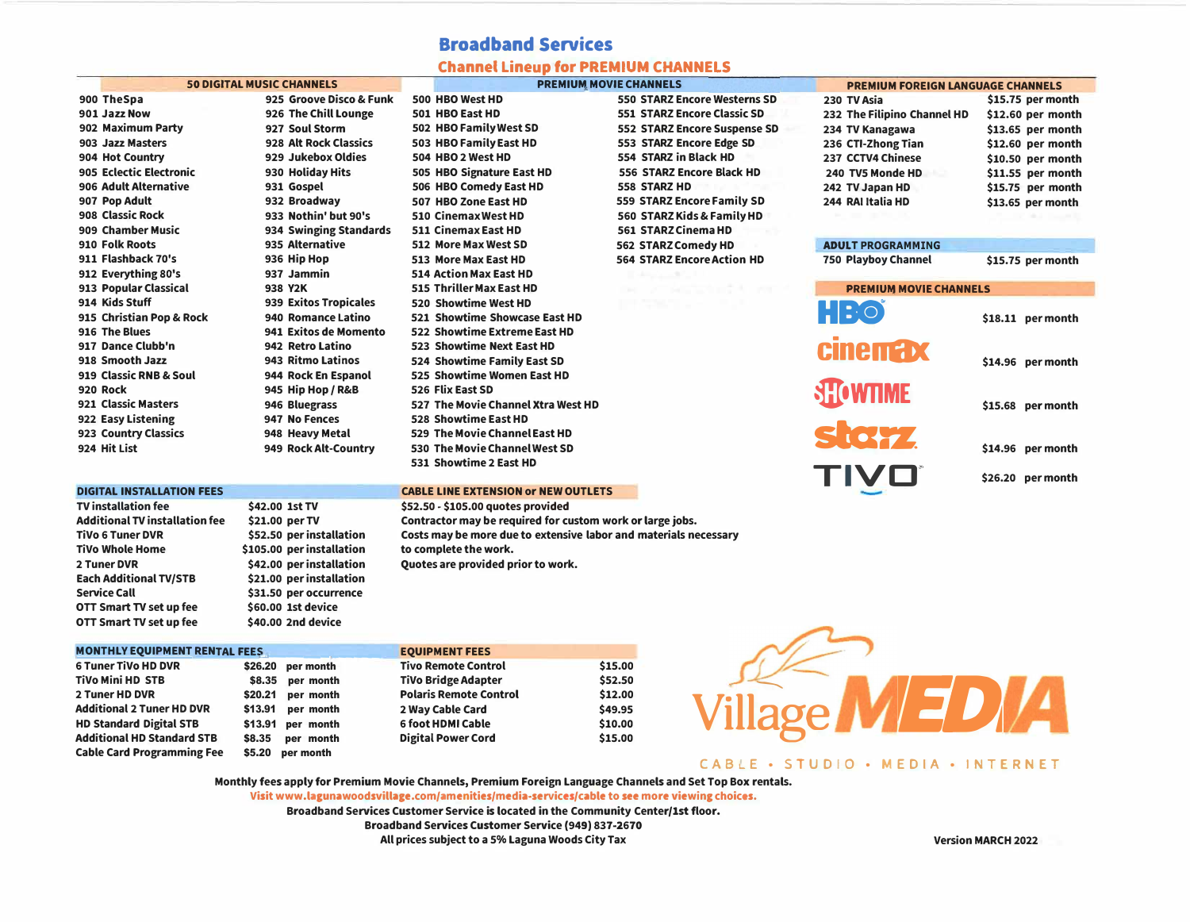# Broadband Services

## Channel Lineup for PREMIUM CHANNELS

### 50 DIGITAL MUSIC CHANNELS

900 TheSpa
901 Jazz Now
902 Maximum Party
903 Jazz Masters
904 Hot Country
905 Eclectic Electronic
906 Adult Alternative
907 Pop Adult
908 Classic Rock
909 Chamber Music
910 Folk Roots
911 Flashback 70's
912 Everything 80's
913 Popular Classical
914 Kids Stuff
915 Christian Pop & Rock
916 The Blues
917 Dance Clubb'n
918 Smooth Jazz
919 Classic RNB & Soul
920 Rock
921 Classic Masters
922 Easy Listening
923 Country Classics
924 Hit List
925 Groove Disco & Funk
926 The Chill Lounge
927 Soul Storm
928 Alt Rock Classics
929 Jukebox Oldies
930 Holiday Hits
931 Gospel
932 Broadway
933 Nothin' but 90's
934 Swinging Standards
935 Alternative
936 Hip Hop
937 Jammin
938 Y2K
939 Exitos Tropicales
940 Romance Latino
941 Exitos de Momento
942 Retro Latino
943 Ritmo Latinos
944 Rock En Espanol
945 Hip Hop / R&B
946 Bluegrass
947 No Fences
948 Heavy Metal
949 Rock Alt-Country

### PREMIUM MOVIE CHANNELS

500 HBO West HD
501 HBO East HD
502 HBO Family West SD
503 HBO Family East HD
504 HBO 2 West HD
505 HBO Signature East HD
506 HBO Comedy East HD
507 HBO Zone East HD
510 Cinemax West HD
511 Cinemax East HD
512 More Max West SD
513 More Max East HD
514 Action Max East HD
515 Thriller Max East HD
520 Showtime West HD
521 Showtime Showcase East HD
522 Showtime Extreme East HD
523 Showtime Next East HD
524 Showtime Family East SD
525 Showtime Women East HD
526 Flix East SD
527 The Movie Channel Xtra West HD
528 Showtime East HD
529 The Movie Channel East HD
530 The Movie Channel West SD
531 Showtime 2 East HD
550 STARZ Encore Westerns SD
551 STARZ Encore Classic SD
552 STARZ Encore Suspense SD
553 STARZ Encore Edge SD
554 STARZ in Black HD
556 STARZ Encore Black HD
558 STARZ HD
559 STARZ Encore Family SD
560 STARZ Kids & Family HD
561 STARZ Cinema HD
562 STARZ Comedy HD
564 STARZ Encore Action HD

### PREMIUM FOREIGN LANGUAGE CHANNELS

| | |
|---|---|
| 230 TV Asia | $15.75 per month |
| 232 The Filipino Channel HD | $12.60 per month |
| 234 TV Kanagawa | $13.65 per month |
| 236 CTI-Zhong Tian | $12.60 per month |
| 237 CCTV4 Chinese | $10.50 per month |
| 240 TV5 Monde HD | $11.55 per month |
| 242 TV Japan HD | $15.75 per month |
| 244 RAI Italia HD | $13.65 per month |

### ADULT PROGRAMMING

| | |
|---|---|
| 750 Playboy Channel | $15.75 per month |

### PREMIUM MOVIE CHANNELS

| | |
|---|---|
| HBO | $18.11 per month |
| Cinemax | $14.96 per month |
| Showtime | $15.68 per month |
| Starz | $14.96 per month |
| TIVO | $26.20 per month |

### DIGITAL INSTALLATION FEES

| | |
|---|---|
| TV installation fee | $42.00 1st TV |
| Additional TV installation fee | $21.00 per TV |
| TiVo 6 Tuner DVR | $52.50 per installation |
| TiVo Whole Home | $105.00 per installation |
| 2 Tuner DVR | $42.00 per installation |
| Each Additional TV/STB | $21.00 per installation |
| Service Call | $31.50 per occurrence |
| OTT Smart TV set up fee | $60.00 1st device |
| OTT Smart TV set up fee | $40.00 2nd device |

### CABLE LINE EXTENSION or NEW OUTLETS

$52.50 - $105.00 quotes provided
Contractor may be required for custom work or large jobs.
Costs may be more due to extensive labor and materials necessary to complete the work.
Quotes are provided prior to work.

### MONTHLY EQUIPMENT RENTAL FEES

| | |
|---|---|
| 6 Tuner TiVo HD DVR | $26.20 per month |
| TiVo Mini HD STB | $8.35 per month |
| 2 Tuner HD DVR | $20.21 per month |
| Additional 2 Tuner HD DVR | $13.91 per month |
| HD Standard Digital STB | $13.91 per month |
| Additional HD Standard STB | $8.35 per month |
| Cable Card Programming Fee | $5.20 per month |

### EQUIPMENT FEES

| | |
|---|---|
| Tivo Remote Control | $15.00 |
| TiVo Bridge Adapter | $52.50 |
| Polaris Remote Control | $12.00 |
| 2 Way Cable Card | $49.95 |
| 6 foot HDMI Cable | $10.00 |
| Digital Power Cord | $15.00 |

Village MEDIA
CABLE • STUDIO • MEDIA • INTERNET

**Monthly fees apply for Premium Movie Channels, Premium Foreign Language Channels and Set Top Box rentals.**
Visit www.lagunawoodsvillage.com/amenities/media-services/cable to see more viewing choices.
Broadband Services Customer Service is located in the Community Center/1st floor.
Broadband Services Customer Service (949) 837-2670
All prices subject to a 5% Laguna Woods City Tax

Version MARCH 2022